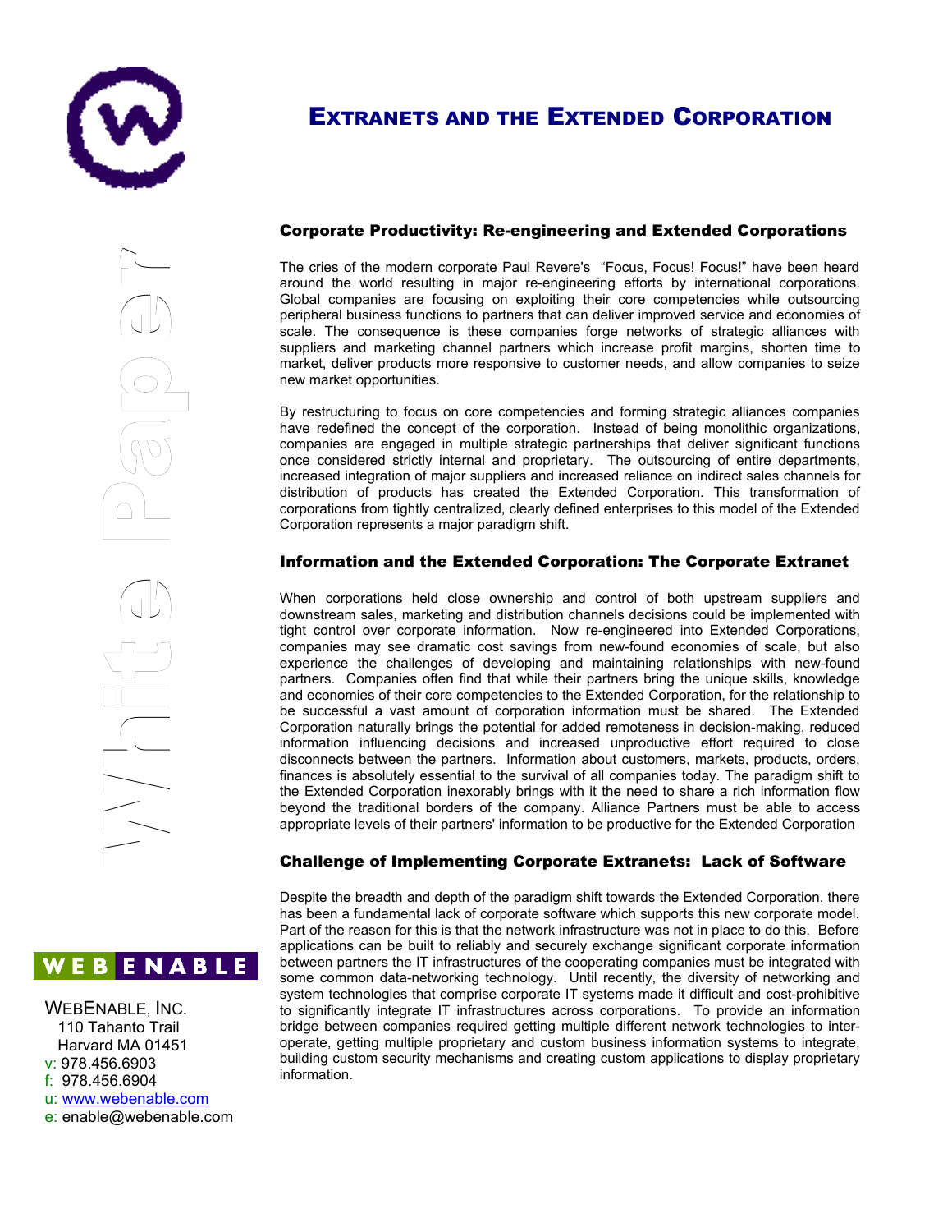# EXTRANETS AND THE EXTENDED CORPORATION

White Paper

## Corporate Productivity: Re-engineering and Extended Corporations

The cries of the modern corporate Paul Revere's "Focus, Focus! Focus!" have been heard around the world resulting in major re-engineering efforts by international corporations. Global companies are focusing on exploiting their core competencies while outsourcing peripheral business functions to partners that can deliver improved service and economies of scale. The consequence is these companies forge networks of strategic alliances with suppliers and marketing channel partners which increase profit margins, shorten time to market, deliver products more responsive to customer needs, and allow companies to seize new market opportunities.

By restructuring to focus on core competencies and forming strategic alliances companies have redefined the concept of the corporation. Instead of being monolithic organizations, companies are engaged in multiple strategic partnerships that deliver significant functions once considered strictly internal and proprietary. The outsourcing of entire departments, increased integration of major suppliers and increased reliance on indirect sales channels for distribution of products has created the Extended Corporation. This transformation of corporations from tightly centralized, clearly defined enterprises to this model of the Extended Corporation represents a major paradigm shift.

## Information and the Extended Corporation: The Corporate Extranet

When corporations held close ownership and control of both upstream suppliers and downstream sales, marketing and distribution channels decisions could be implemented with tight control over corporate information. Now re-engineered into Extended Corporations, companies may see dramatic cost savings from new-found economies of scale, but also experience the challenges of developing and maintaining relationships with new-found partners. Companies often find that while their partners bring the unique skills, knowledge and economies of their core competencies to the Extended Corporation, for the relationship to be successful a vast amount of corporation information must be shared. The Extended Corporation naturally brings the potential for added remoteness in decision-making, reduced information influencing decisions and increased unproductive effort required to close disconnects between the partners. Information about customers, markets, products, orders, finances is absolutely essential to the survival of all companies today. The paradigm shift to the Extended Corporation inexorably brings with it the need to share a rich information flow beyond the traditional borders of the company. Alliance Partners must be able to access appropriate levels of their partners' information to be productive for the Extended Corporation

## Challenge of Implementing Corporate Extranets: Lack of Software

Despite the breadth and depth of the paradigm shift towards the Extended Corporation, there has been a fundamental lack of corporate software which supports this new corporate model. Part of the reason for this is that the network infrastructure was not in place to do this. Before applications can be built to reliably and securely exchange significant corporate information between partners the IT infrastructures of the cooperating companies must be integrated with some common data-networking technology. Until recently, the diversity of networking and system technologies that comprise corporate IT systems made it difficult and cost-prohibitive to significantly integrate IT infrastructures across corporations. To provide an information bridge between companies required getting multiple different network technologies to inter-operate, getting multiple proprietary and custom business information systems to integrate, building custom security mechanisms and creating custom applications to display proprietary information.

WEB ENABLE

WEBENABLE, INC.
110 Tahanto Trail
Harvard MA 01451
v: 978.456.6903
f: 978.456.6904
u: www.webenable.com
e: enable@webenable.com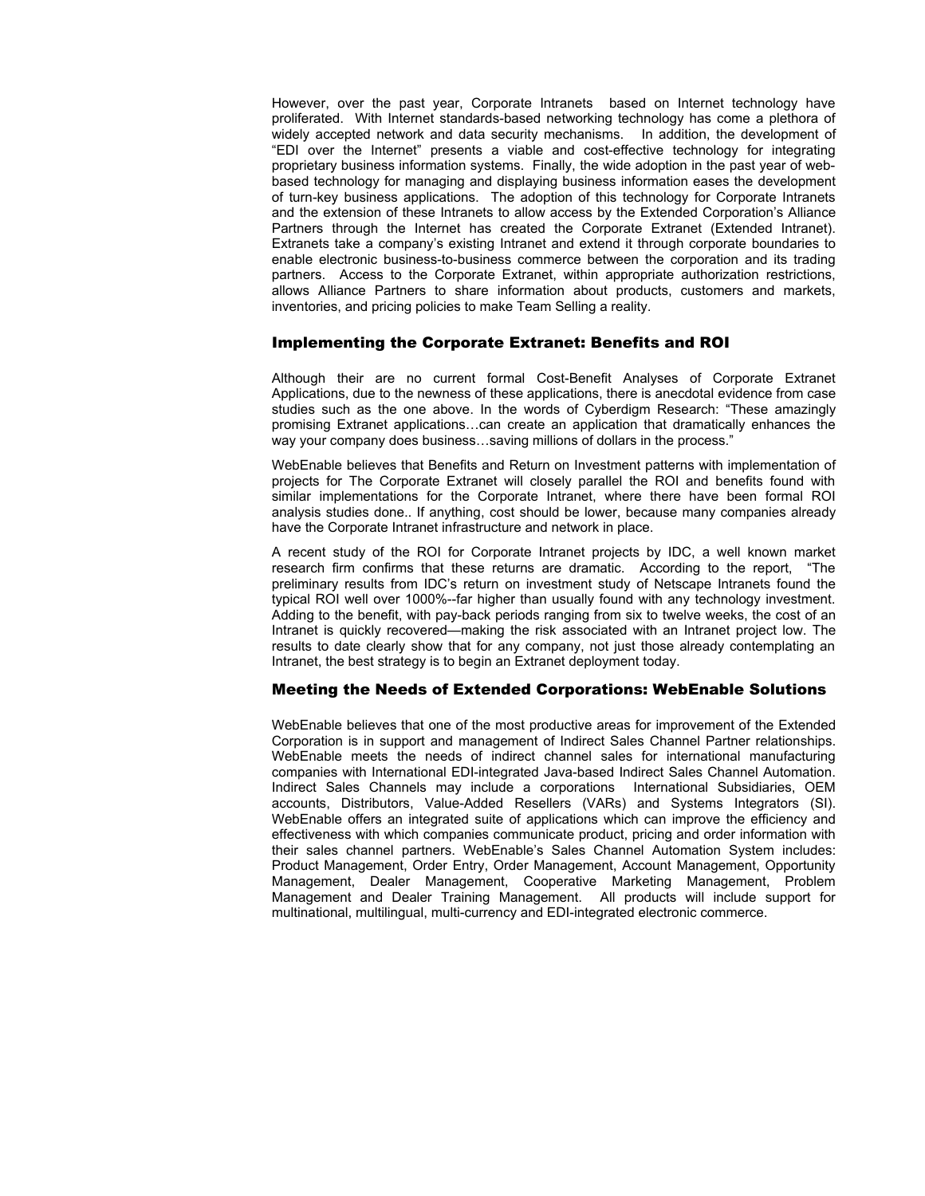However, over the past year, Corporate Intranets based on Internet technology have proliferated. With Internet standards-based networking technology has come a plethora of widely accepted network and data security mechanisms. In addition, the development of "EDI over the Internet" presents a viable and cost-effective technology for integrating proprietary business information systems. Finally, the wide adoption in the past year of web-based technology for managing and displaying business information eases the development of turn-key business applications. The adoption of this technology for Corporate Intranets and the extension of these Intranets to allow access by the Extended Corporation's Alliance Partners through the Internet has created the Corporate Extranet (Extended Intranet). Extranets take a company's existing Intranet and extend it through corporate boundaries to enable electronic business-to-business commerce between the corporation and its trading partners. Access to the Corporate Extranet, within appropriate authorization restrictions, allows Alliance Partners to share information about products, customers and markets, inventories, and pricing policies to make Team Selling a reality.

## Implementing the Corporate Extranet: Benefits and ROI

Although their are no current formal Cost-Benefit Analyses of Corporate Extranet Applications, due to the newness of these applications, there is anecdotal evidence from case studies such as the one above. In the words of Cyberdigm Research: "These amazingly promising Extranet applications…can create an application that dramatically enhances the way your company does business…saving millions of dollars in the process."

WebEnable believes that Benefits and Return on Investment patterns with implementation of projects for The Corporate Extranet will closely parallel the ROI and benefits found with similar implementations for the Corporate Intranet, where there have been formal ROI analysis studies done.. If anything, cost should be lower, because many companies already have the Corporate Intranet infrastructure and network in place.

A recent study of the ROI for Corporate Intranet projects by IDC, a well known market research firm confirms that these returns are dramatic. According to the report, "The preliminary results from IDC's return on investment study of Netscape Intranets found the typical ROI well over 1000%--far higher than usually found with any technology investment. Adding to the benefit, with pay-back periods ranging from six to twelve weeks, the cost of an Intranet is quickly recovered—making the risk associated with an Intranet project low. The results to date clearly show that for any company, not just those already contemplating an Intranet, the best strategy is to begin an Extranet deployment today.

## Meeting the Needs of Extended Corporations: WebEnable Solutions

WebEnable believes that one of the most productive areas for improvement of the Extended Corporation is in support and management of Indirect Sales Channel Partner relationships. WebEnable meets the needs of indirect channel sales for international manufacturing companies with International EDI-integrated Java-based Indirect Sales Channel Automation. Indirect Sales Channels may include a corporations International Subsidiaries, OEM accounts, Distributors, Value-Added Resellers (VARs) and Systems Integrators (SI). WebEnable offers an integrated suite of applications which can improve the efficiency and effectiveness with which companies communicate product, pricing and order information with their sales channel partners. WebEnable's Sales Channel Automation System includes: Product Management, Order Entry, Order Management, Account Management, Opportunity Management, Dealer Management, Cooperative Marketing Management, Problem Management and Dealer Training Management. All products will include support for multinational, multilingual, multi-currency and EDI-integrated electronic commerce.